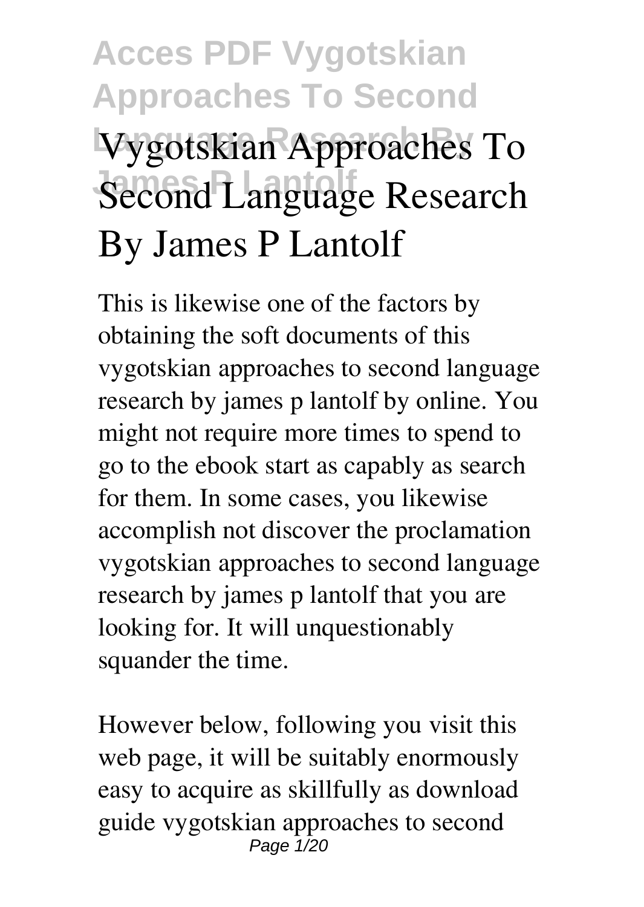# Vygotskian Approaches To Second Language Research By James P Lantolf

This is likewise one of the factors by obtaining the soft documents of this vygotskian approaches to second language research by james p lantolf by online. You might not require more times to spend to go to the ebook start as capably as search for them. In some cases, you likewise accomplish not discover the proclamation vygotskian approaches to second language research by james p lantolf that you are looking for. It will unquestionably squander the time.

However below, following you visit this web page, it will be suitably enormously easy to acquire as skillfully as download guide vygotskian approaches to second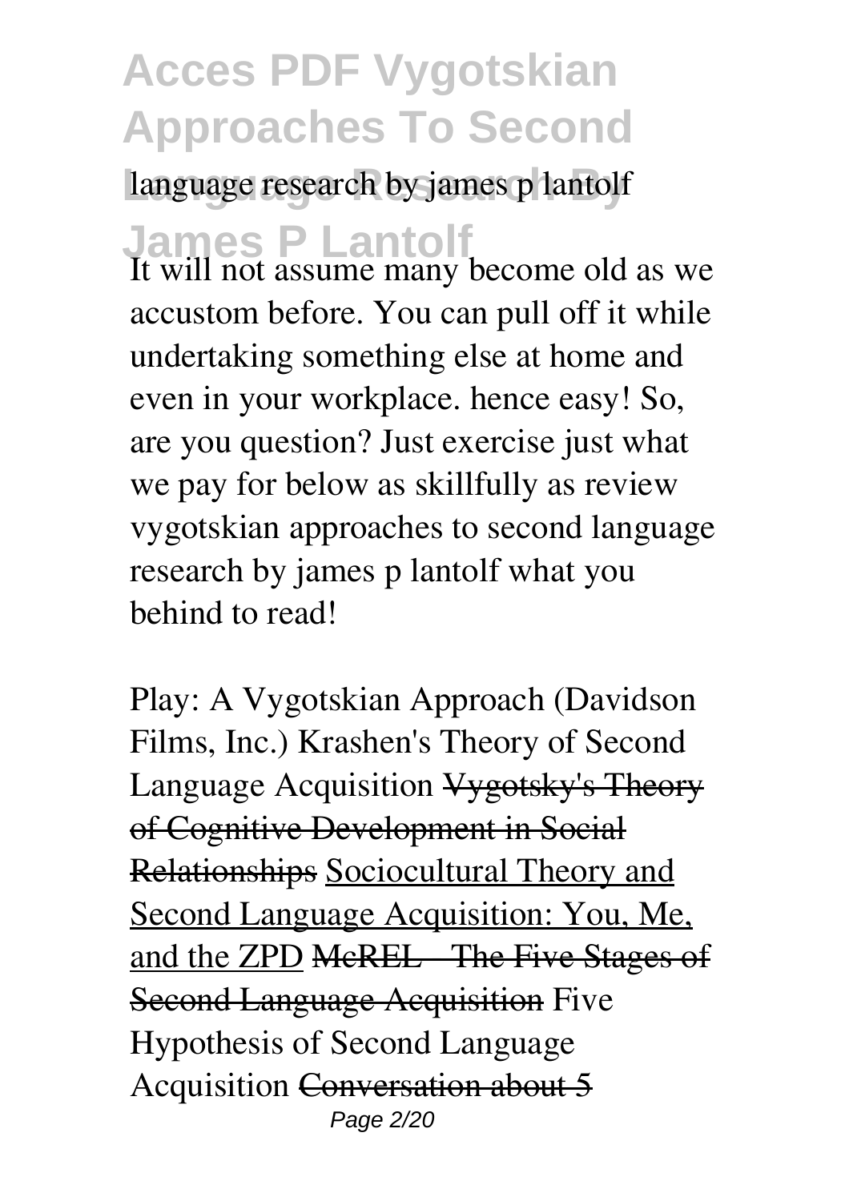It will not assume many become old as we accustom before. You can pull off it while undertaking something else at home and even in your workplace. hence easy! So, are you question? Just exercise just what we pay for below as skillfully as review **vygotskian approaches to second language research by james p lantolf** what you behind to read!

Play: A Vygotskian Approach (Davidson Films, Inc.) Krashen's Theory of Second Language Acquisition ~~Vygotsky's Theory of Cognitive Development in Social Relationships~~ Sociocultural Theory and Second Language Acquisition: You, Me, and the ZPD ~~McREL - The Five Stages of Second Language Acquisition~~ Five Hypothesis of Second Language Acquisition ~~Conversation about 5~~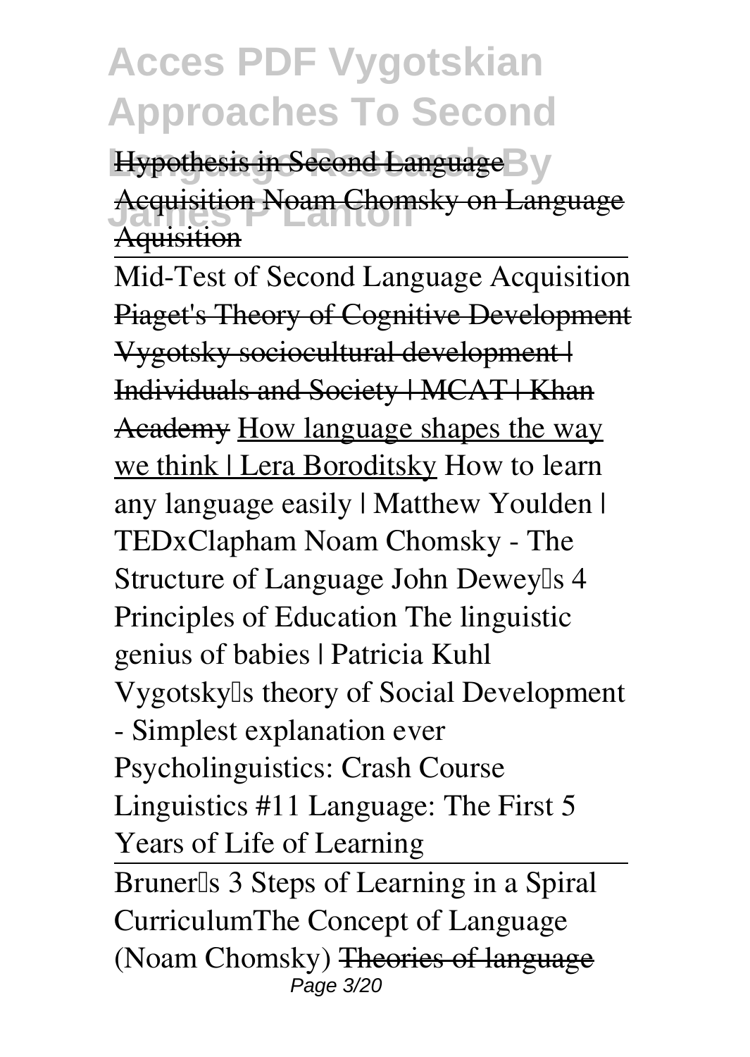Hypothesis in Second Language Acquisition Noam Chomsky on Language Aquisition

Mid-Test of Second Language Acquisition Piaget's Theory of Cognitive Development Vygotsky sociocultural development | Individuals and Society | MCAT | Khan Academy How language shapes the way we think | Lera Boroditsky How to learn any language easily | Matthew Youlden | TEDxClapham Noam Chomsky - The Structure of Language John Dewey's 4 Principles of Education The linguistic genius of babies | Patricia Kuhl Vygotsky's theory of Social Development - Simplest explanation ever Psycholinguistics: Crash Course Linguistics #11 Language: The First 5 Years of Life of Learning

Bruner's 3 Steps of Learning in a Spiral Curriculum The Concept of Language (Noam Chomsky) Theories of language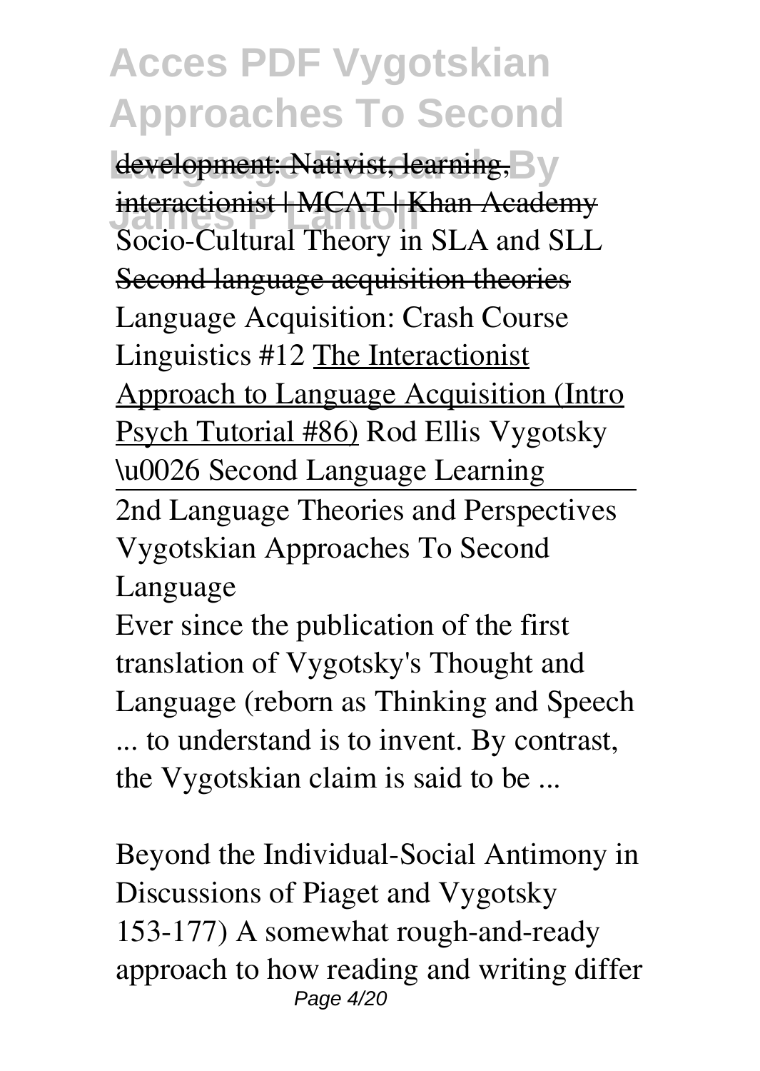development: Nativist, learning, interactionist | MCAT | Khan Academy Socio-Cultural Theory in SLA and SLL Second language acquisition theories Language Acquisition: Crash Course Linguistics #12 The Interactionist Approach to Language Acquisition (Intro Psych Tutorial #86) Rod Ellis Vygotsky \u0026 Second Language Learning

2nd Language Theories and Perspectives

Vygotskian Approaches To Second Language

Ever since the publication of the first translation of Vygotsky's Thought and Language (reborn as Thinking and Speech ... to understand is to invent. By contrast, the Vygotskian claim is said to be ...

Beyond the Individual-Social Antimony in Discussions of Piaget and Vygotsky

153-177) A somewhat rough-and-ready approach to how reading and writing differ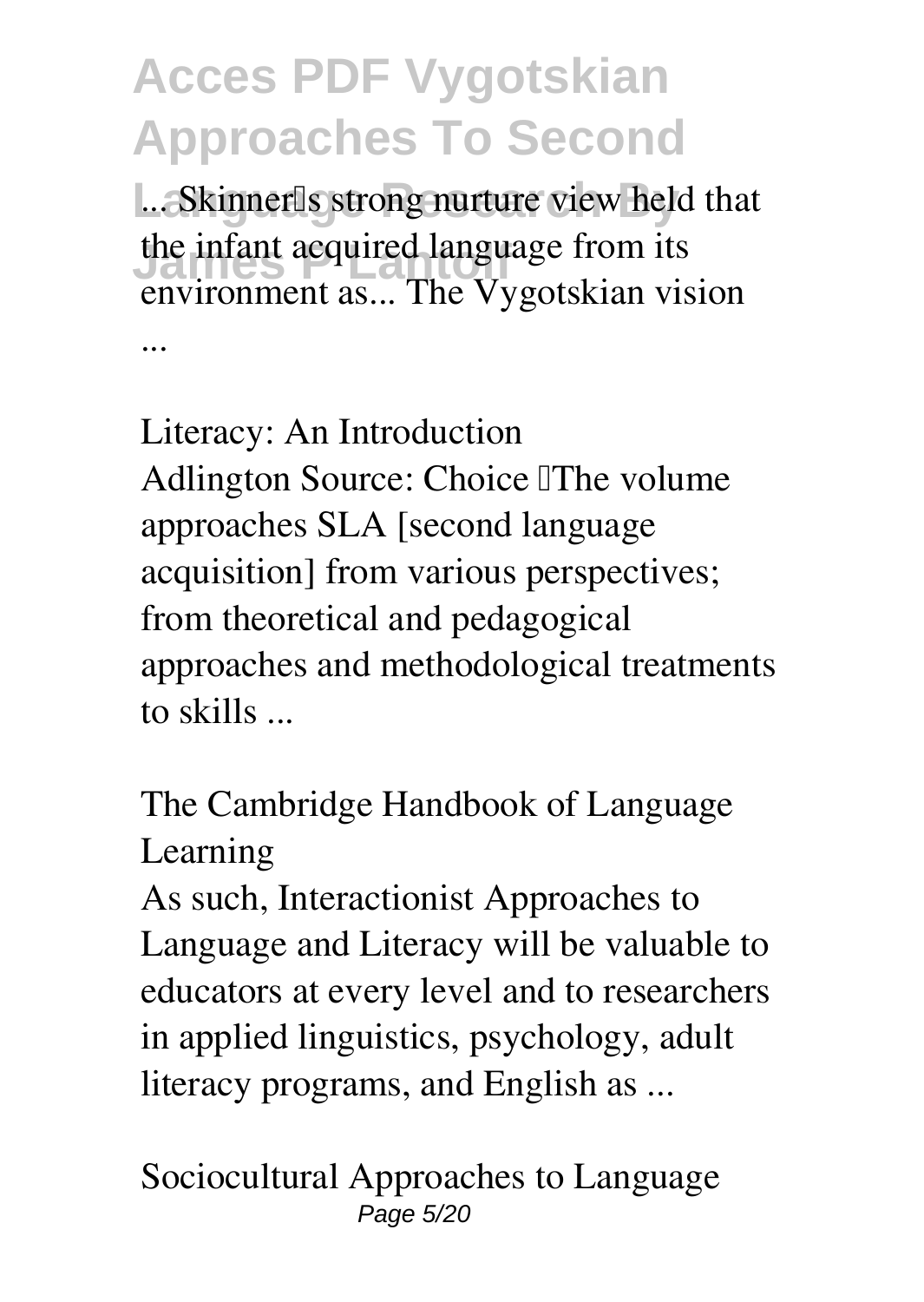... Skinner's strong nurture view held that the infant acquired language from its environment as... The Vygotskian vision ...

**Literacy: An Introduction**

Adlington Source: Choice "The volume approaches SLA [second language acquisition] from various perspectives; from theoretical and pedagogical approaches and methodological treatments to skills ...

**The Cambridge Handbook of Language Learning**

As such, Interactionist Approaches to Language and Literacy will be valuable to educators at every level and to researchers in applied linguistics, psychology, adult literacy programs, and English as ...

**Sociocultural Approaches to Language**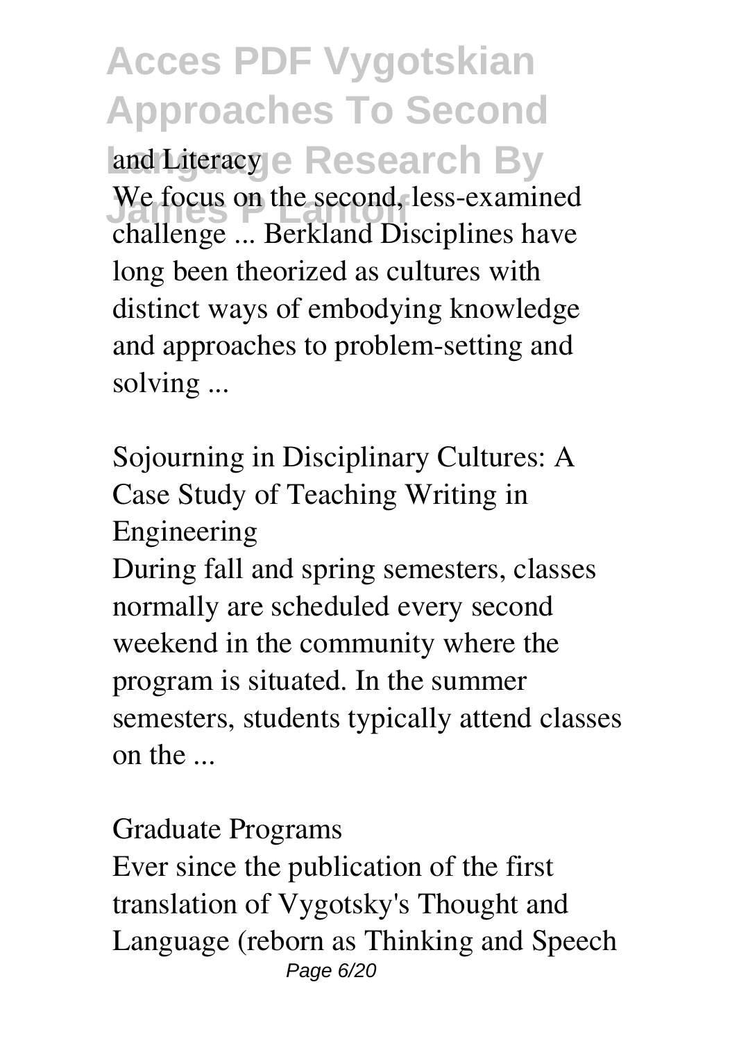and Literacy

We focus on the second, less-examined challenge ... Berkland Disciplines have long been theorized as cultures with distinct ways of embodying knowledge and approaches to problem-setting and solving ...

**Sojourning in Disciplinary Cultures: A Case Study of Teaching Writing in Engineering**

During fall and spring semesters, classes normally are scheduled every second weekend in the community where the program is situated. In the summer semesters, students typically attend classes on the ...

**Graduate Programs**

Ever since the publication of the first translation of Vygotsky's Thought and Language (reborn as Thinking and Speech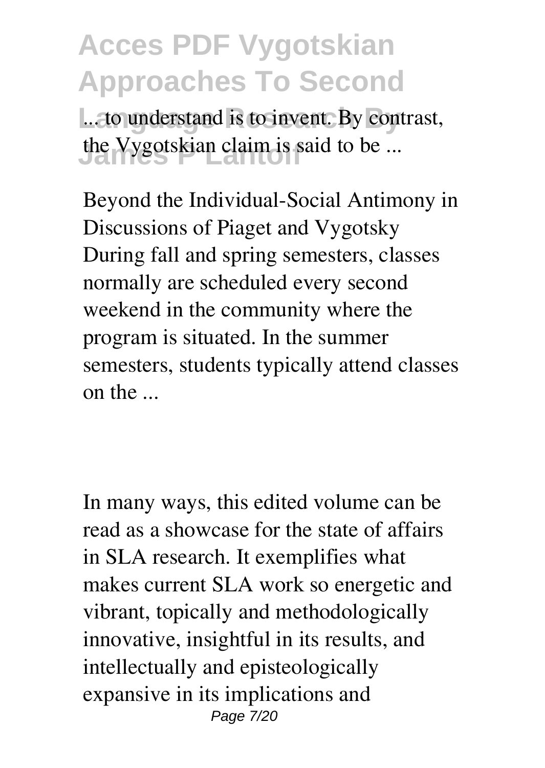... to understand is to invent. By contrast, the Vygotskian claim is said to be ...

Beyond the Individual-Social Antimony in Discussions of Piaget and Vygotsky
During fall and spring semesters, classes normally are scheduled every second weekend in the community where the program is situated. In the summer semesters, students typically attend classes on the ...

In many ways, this edited volume can be read as a showcase for the state of affairs in SLA research. It exemplifies what makes current SLA work so energetic and vibrant, topically and methodologically innovative, insightful in its results, and intellectually and episteologically expansive in its implications and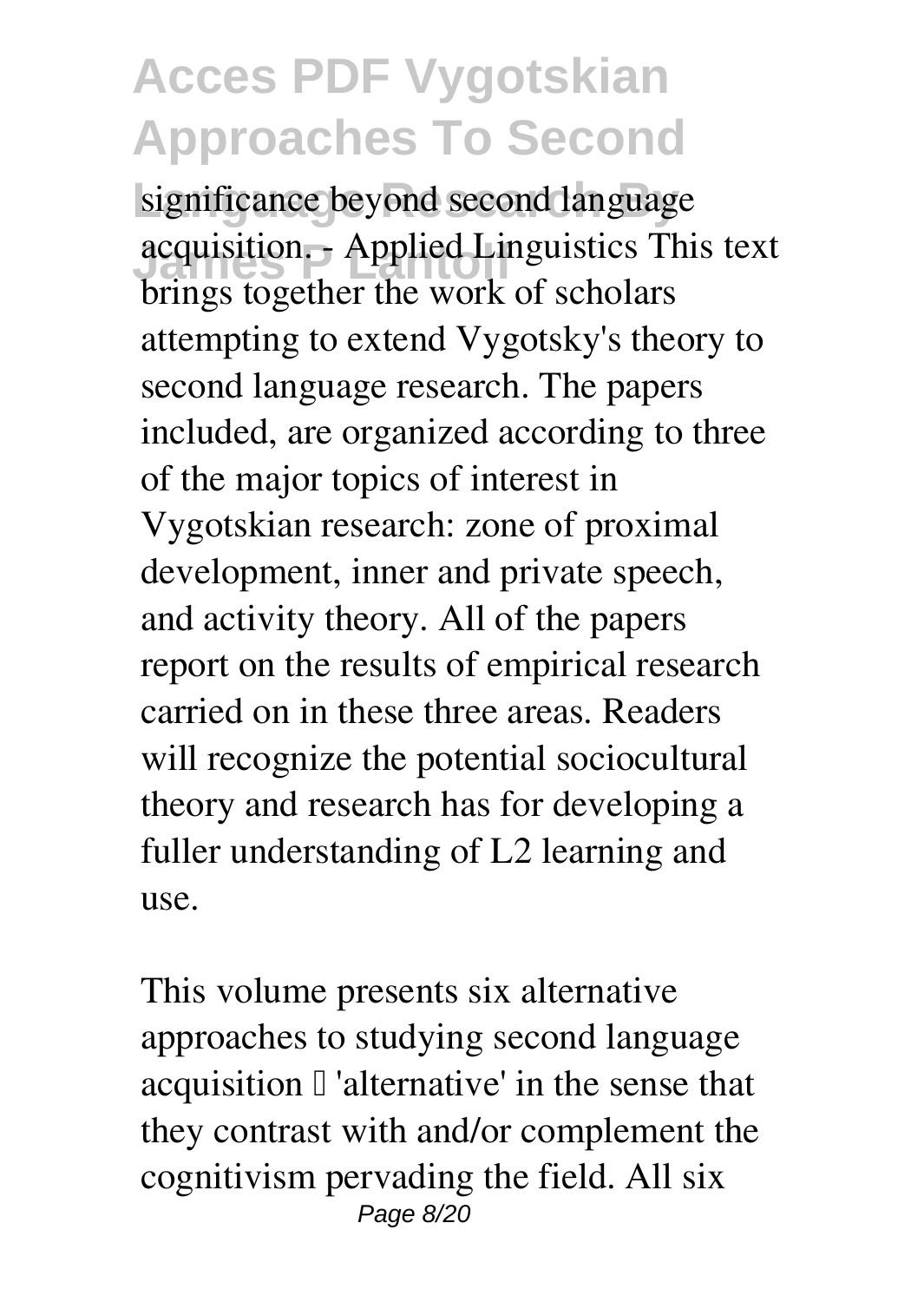significance beyond second language acquisition. - Applied Linguistics This text brings together the work of scholars attempting to extend Vygotsky's theory to second language research. The papers included, are organized according to three of the major topics of interest in Vygotskian research: zone of proximal development, inner and private speech, and activity theory. All of the papers report on the results of empirical research carried on in these three areas. Readers will recognize the potential sociocultural theory and research has for developing a fuller understanding of L2 learning and use.

This volume presents six alternative approaches to studying second language acquisition – 'alternative' in the sense that they contrast with and/or complement the cognitivism pervading the field. All six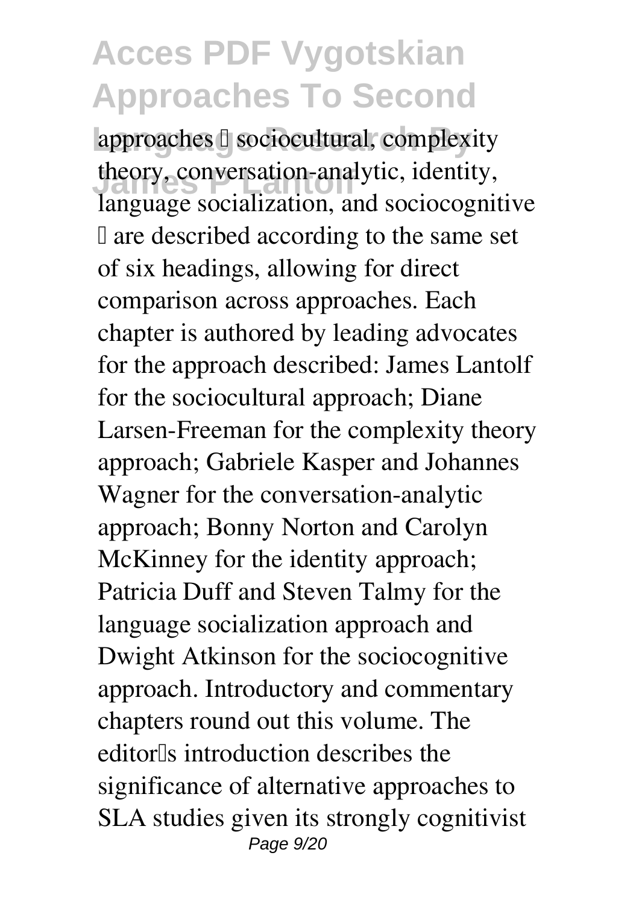approaches – sociocultural, complexity theory, conversation-analytic, identity, language socialization, and sociocognitive – are described according to the same set of six headings, allowing for direct comparison across approaches. Each chapter is authored by leading advocates for the approach described: James Lantolf for the sociocultural approach; Diane Larsen-Freeman for the complexity theory approach; Gabriele Kasper and Johannes Wagner for the conversation-analytic approach; Bonny Norton and Carolyn McKinney for the identity approach; Patricia Duff and Steven Talmy for the language socialization approach and Dwight Atkinson for the sociocognitive approach. Introductory and commentary chapters round out this volume. The editor's introduction describes the significance of alternative approaches to SLA studies given its strongly cognitivist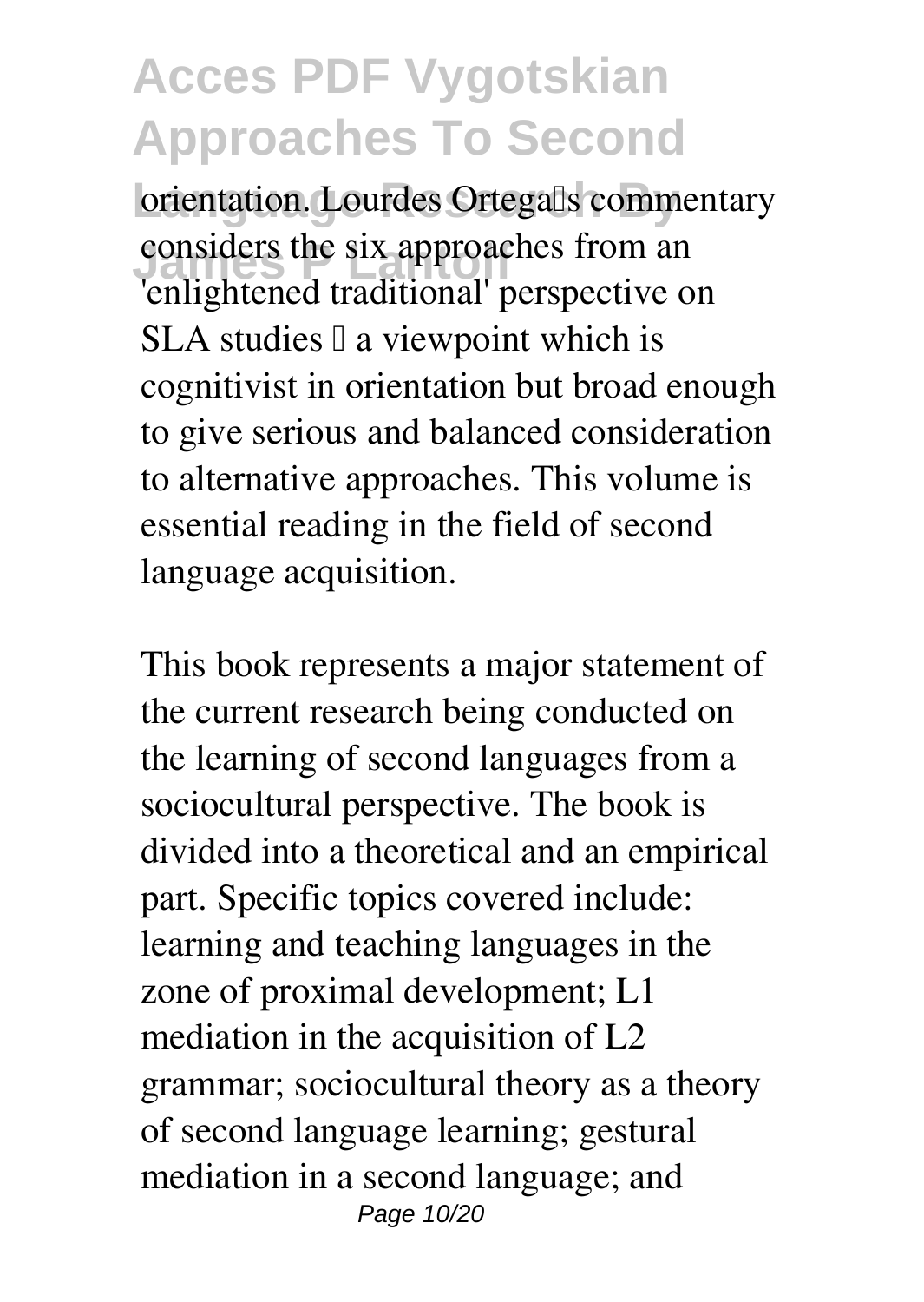orientation. Lourdes Ortega's commentary considers the six approaches from an 'enlightened traditional' perspective on SLA studies – a viewpoint which is cognitivist in orientation but broad enough to give serious and balanced consideration to alternative approaches. This volume is essential reading in the field of second language acquisition.

This book represents a major statement of the current research being conducted on the learning of second languages from a sociocultural perspective. The book is divided into a theoretical and an empirical part. Specific topics covered include: learning and teaching languages in the zone of proximal development; L1 mediation in the acquisition of L2 grammar; sociocultural theory as a theory of second language learning; gestural mediation in a second language; and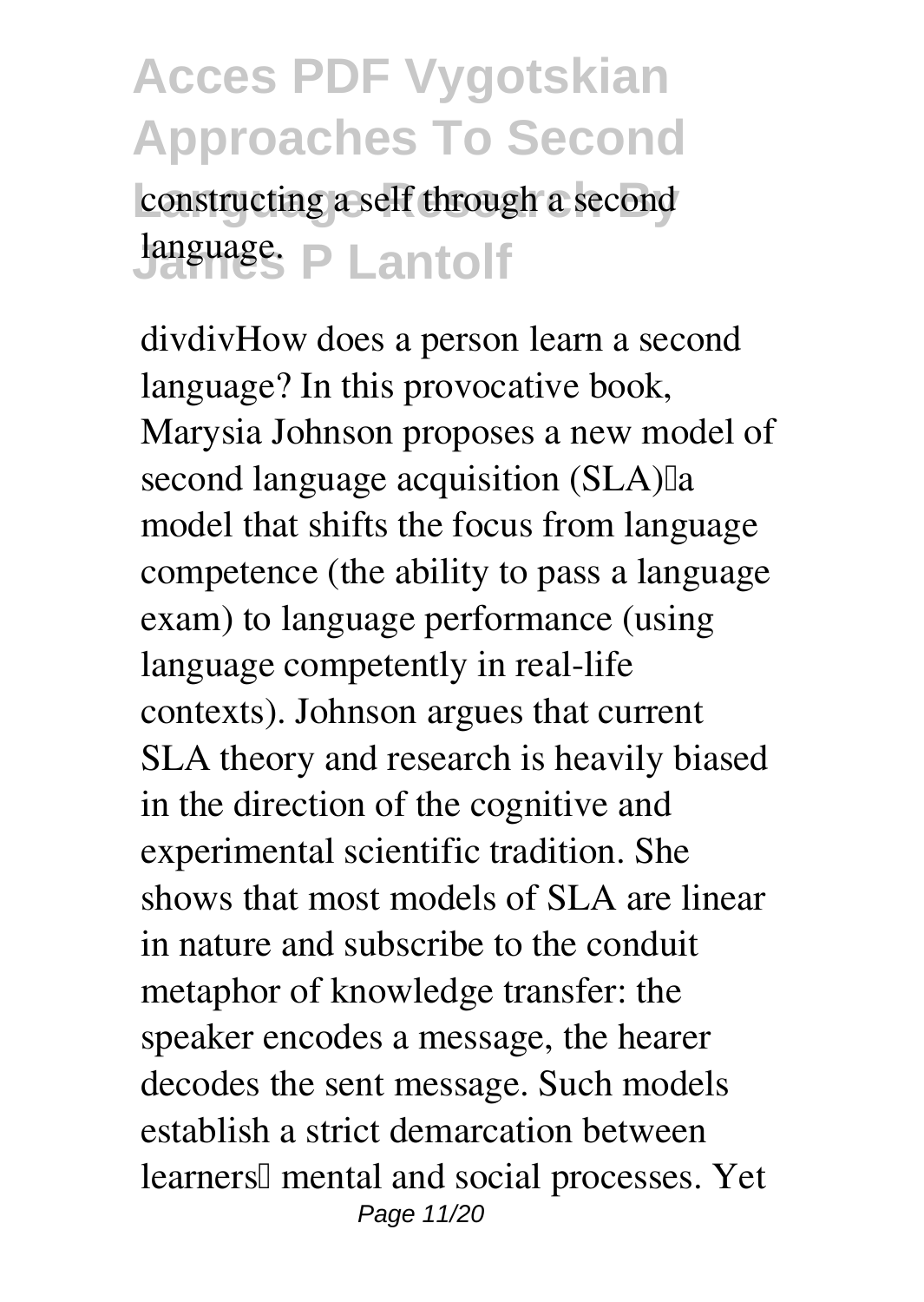constructing a self through a second language.

divdivHow does a person learn a second language? In this provocative book, Marysia Johnson proposes a new model of second language acquisition (SLA)a model that shifts the focus from language competence (the ability to pass a language exam) to language performance (using language competently in real-life contexts). Johnson argues that current SLA theory and research is heavily biased in the direction of the cognitive and experimental scientific tradition. She shows that most models of SLA are linear in nature and subscribe to the conduit metaphor of knowledge transfer: the speaker encodes a message, the hearer decodes the sent message. Such models establish a strict demarcation between learners mental and social processes. Yet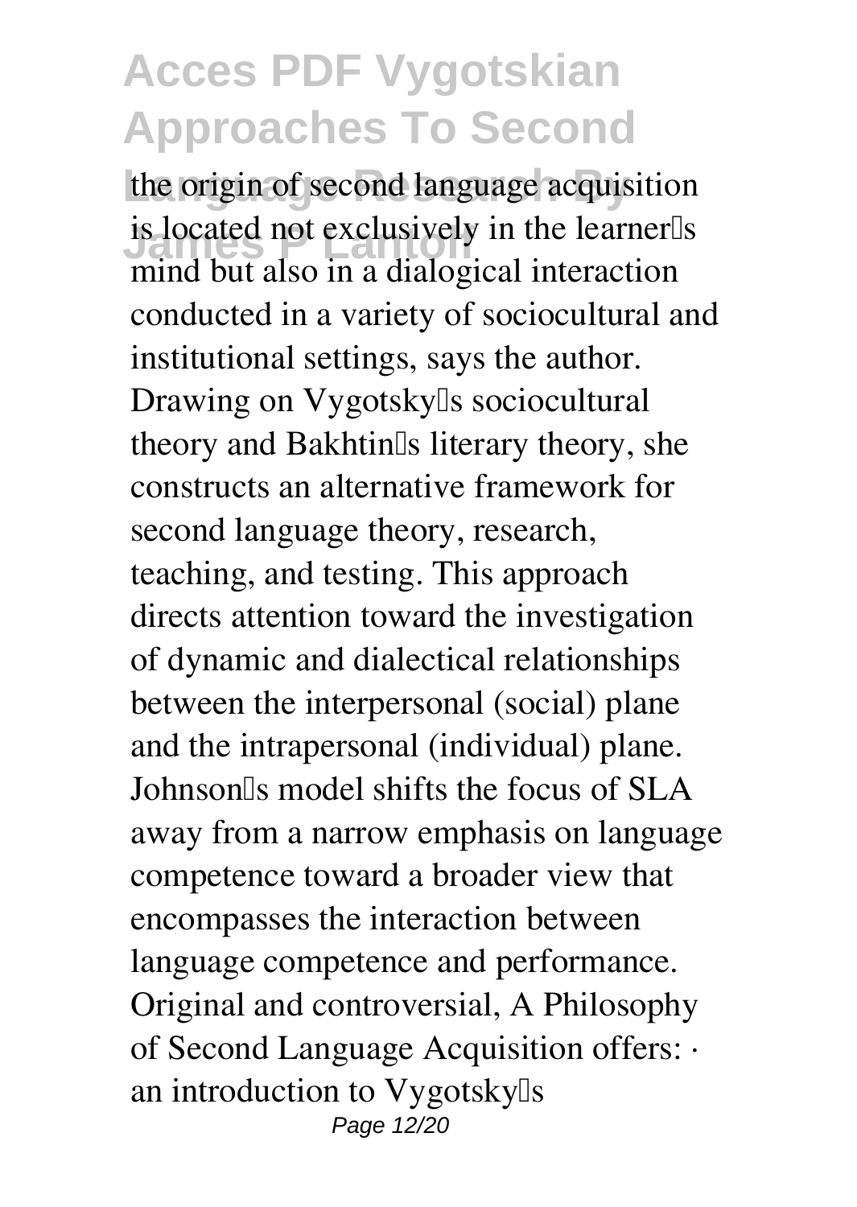the origin of second language acquisition is located not exclusively in the learner's mind but also in a dialogical interaction conducted in a variety of sociocultural and institutional settings, says the author. Drawing on Vygotsky's sociocultural theory and Bakhtin's literary theory, she constructs an alternative framework for second language theory, research, teaching, and testing. This approach directs attention toward the investigation of dynamic and dialectical relationships between the interpersonal (social) plane and the intrapersonal (individual) plane. Johnson's model shifts the focus of SLA away from a narrow emphasis on language competence toward a broader view that encompasses the interaction between language competence and performance. Original and controversial, A Philosophy of Second Language Acquisition offers: · an introduction to Vygotsky's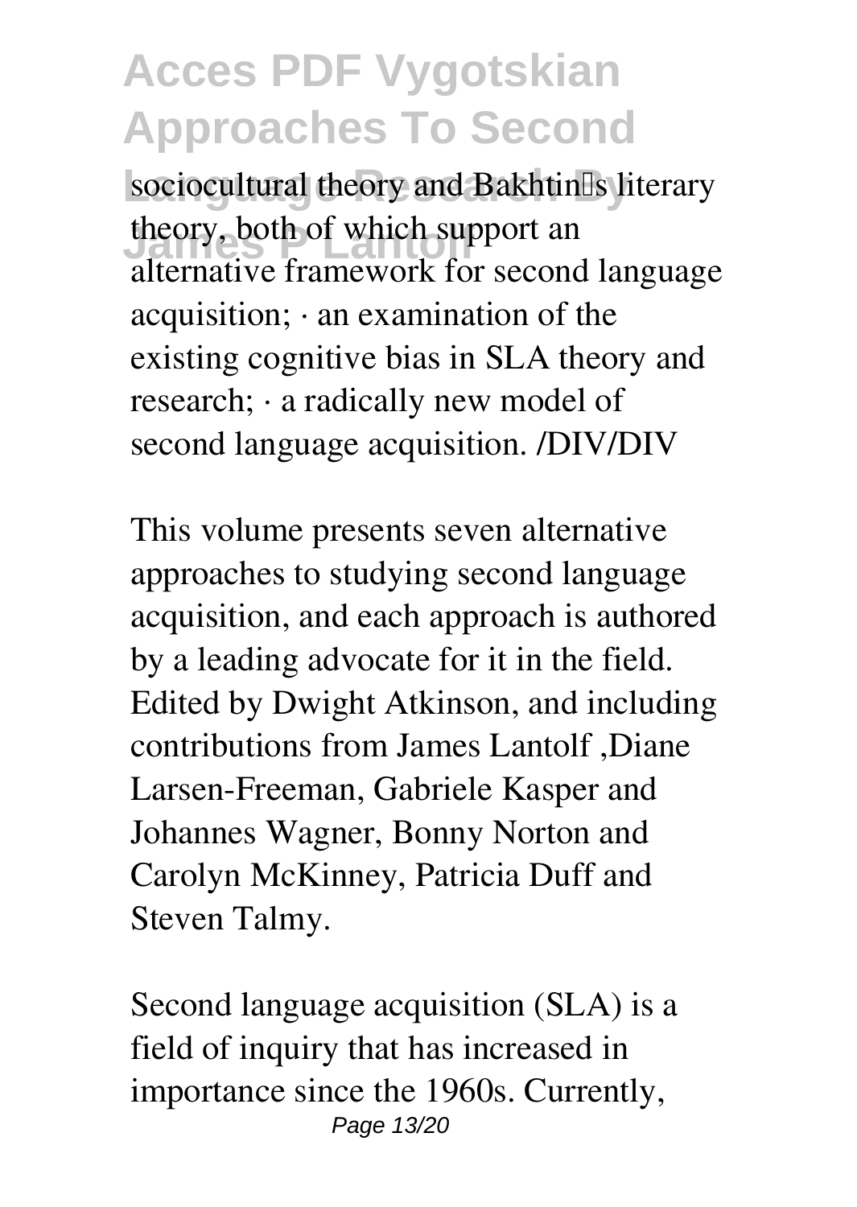sociocultural theory and Bakhtin's literary theory, both of which support an alternative framework for second language acquisition; · an examination of the existing cognitive bias in SLA theory and research; · a radically new model of second language acquisition. /DIV/DIV

This volume presents seven alternative approaches to studying second language acquisition, and each approach is authored by a leading advocate for it in the field. Edited by Dwight Atkinson, and including contributions from James Lantolf ,Diane Larsen-Freeman, Gabriele Kasper and Johannes Wagner, Bonny Norton and Carolyn McKinney, Patricia Duff and Steven Talmy.

Second language acquisition (SLA) is a field of inquiry that has increased in importance since the 1960s. Currently,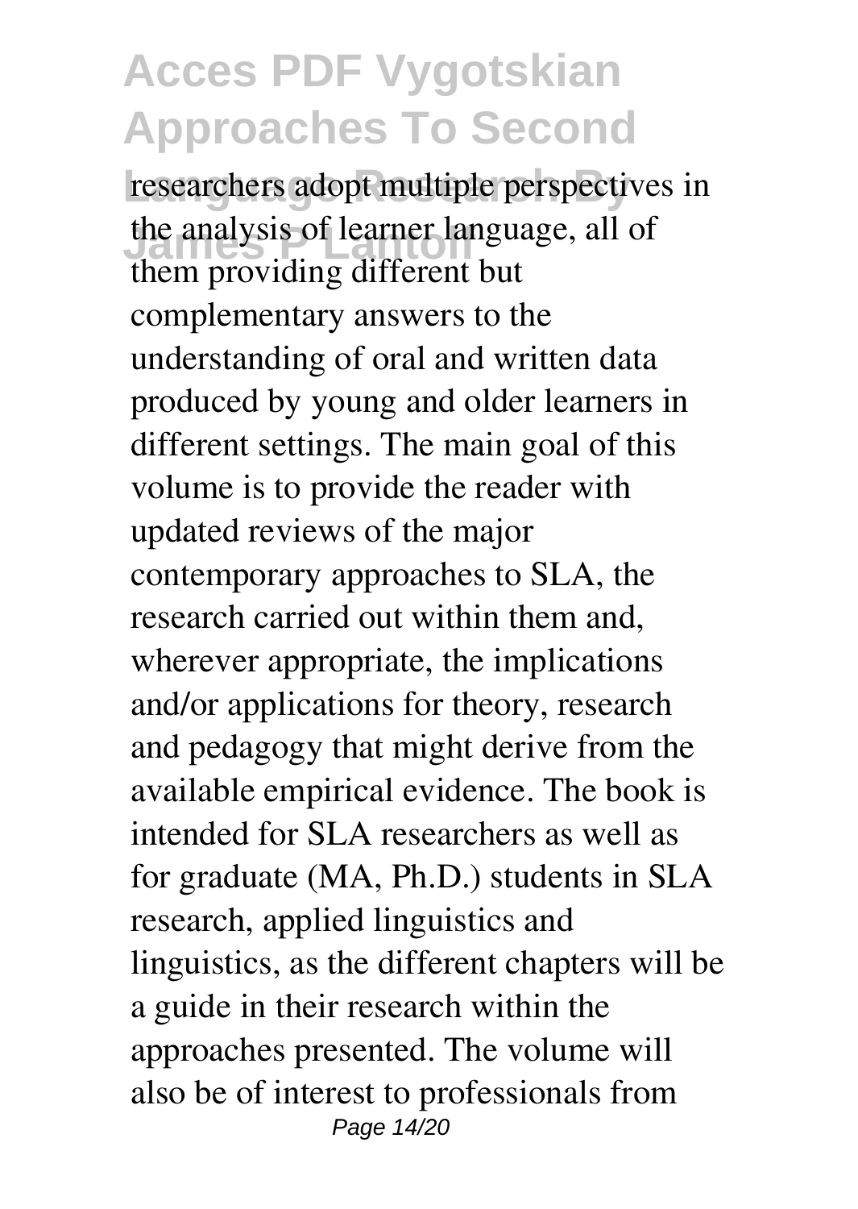researchers adopt multiple perspectives in the analysis of learner language, all of them providing different but complementary answers to the understanding of oral and written data produced by young and older learners in different settings. The main goal of this volume is to provide the reader with updated reviews of the major contemporary approaches to SLA, the research carried out within them and, wherever appropriate, the implications and/or applications for theory, research and pedagogy that might derive from the available empirical evidence. The book is intended for SLA researchers as well as for graduate (MA, Ph.D.) students in SLA research, applied linguistics and linguistics, as the different chapters will be a guide in their research within the approaches presented. The volume will also be of interest to professionals from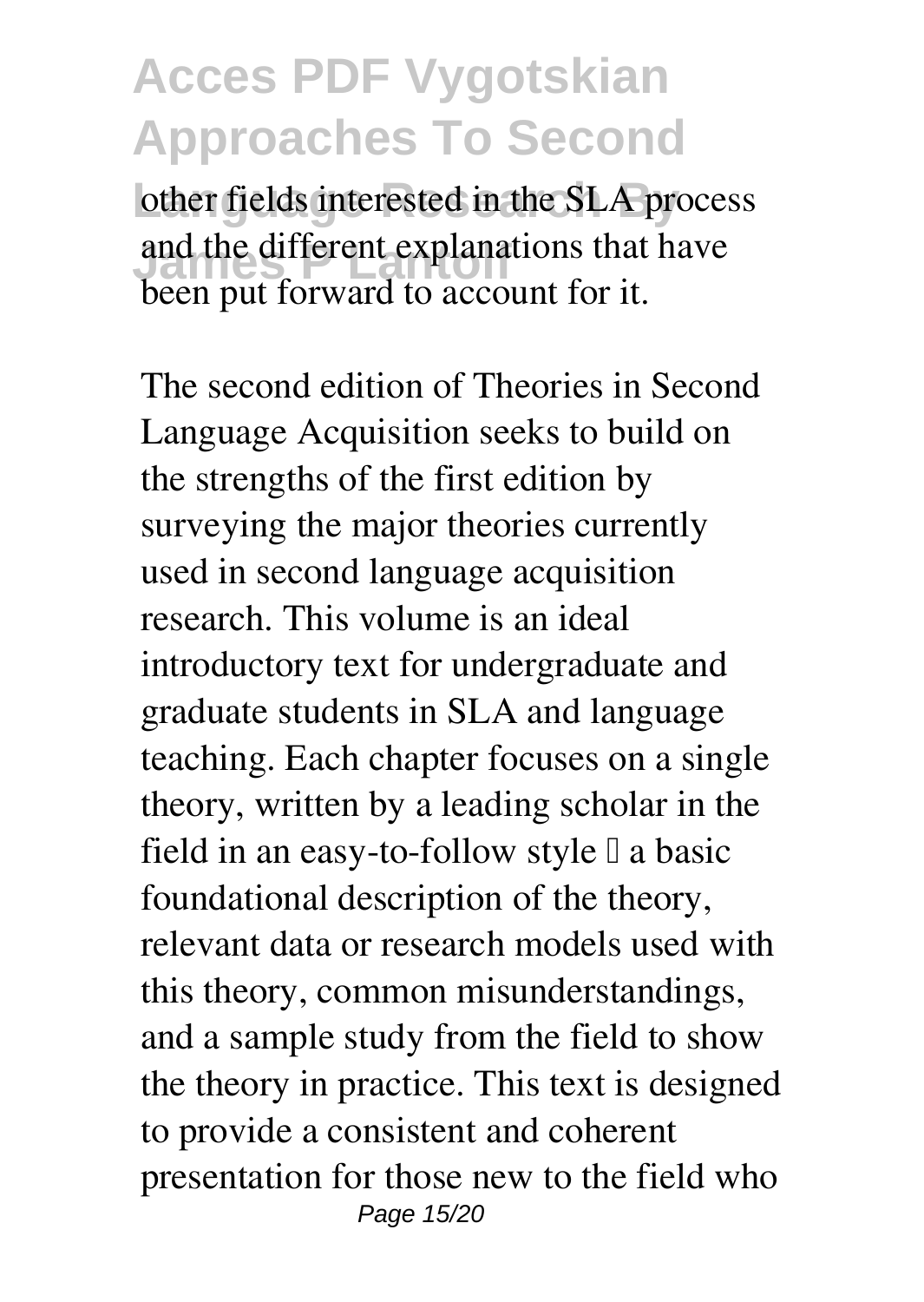other fields interested in the SLA process and the different explanations that have been put forward to account for it.

The second edition of Theories in Second Language Acquisition seeks to build on the strengths of the first edition by surveying the major theories currently used in second language acquisition research. This volume is an ideal introductory text for undergraduate and graduate students in SLA and language teaching. Each chapter focuses on a single theory, written by a leading scholar in the field in an easy-to-follow style  a basic foundational description of the theory, relevant data or research models used with this theory, common misunderstandings, and a sample study from the field to show the theory in practice. This text is designed to provide a consistent and coherent presentation for those new to the field who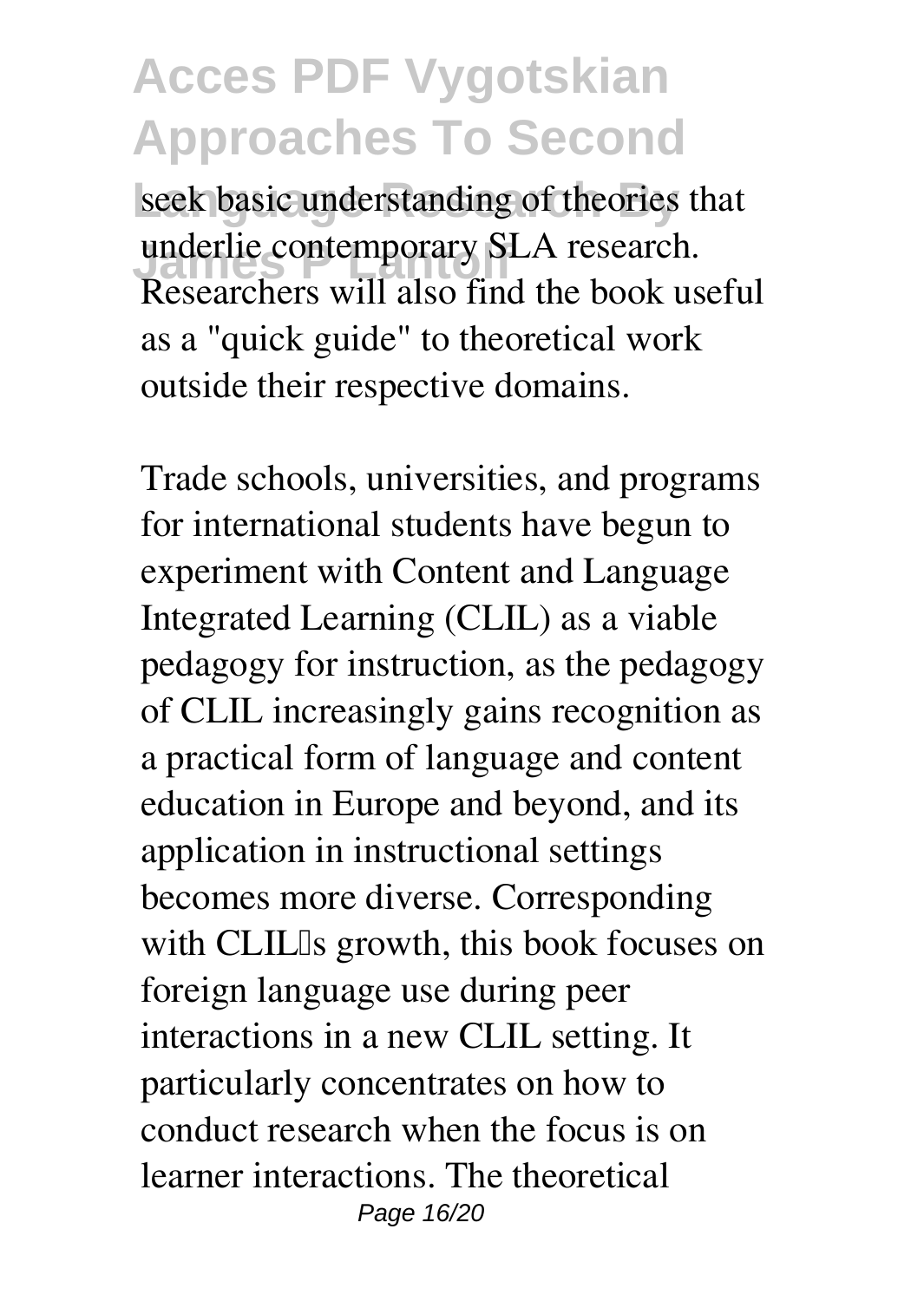seek basic understanding of theories that underlie contemporary SLA research. Researchers will also find the book useful as a "quick guide" to theoretical work outside their respective domains.

Trade schools, universities, and programs for international students have begun to experiment with Content and Language Integrated Learning (CLIL) as a viable pedagogy for instruction, as the pedagogy of CLIL increasingly gains recognition as a practical form of language and content education in Europe and beyond, and its application in instructional settings becomes more diverse. Corresponding with CLIL's growth, this book focuses on foreign language use during peer interactions in a new CLIL setting. It particularly concentrates on how to conduct research when the focus is on learner interactions. The theoretical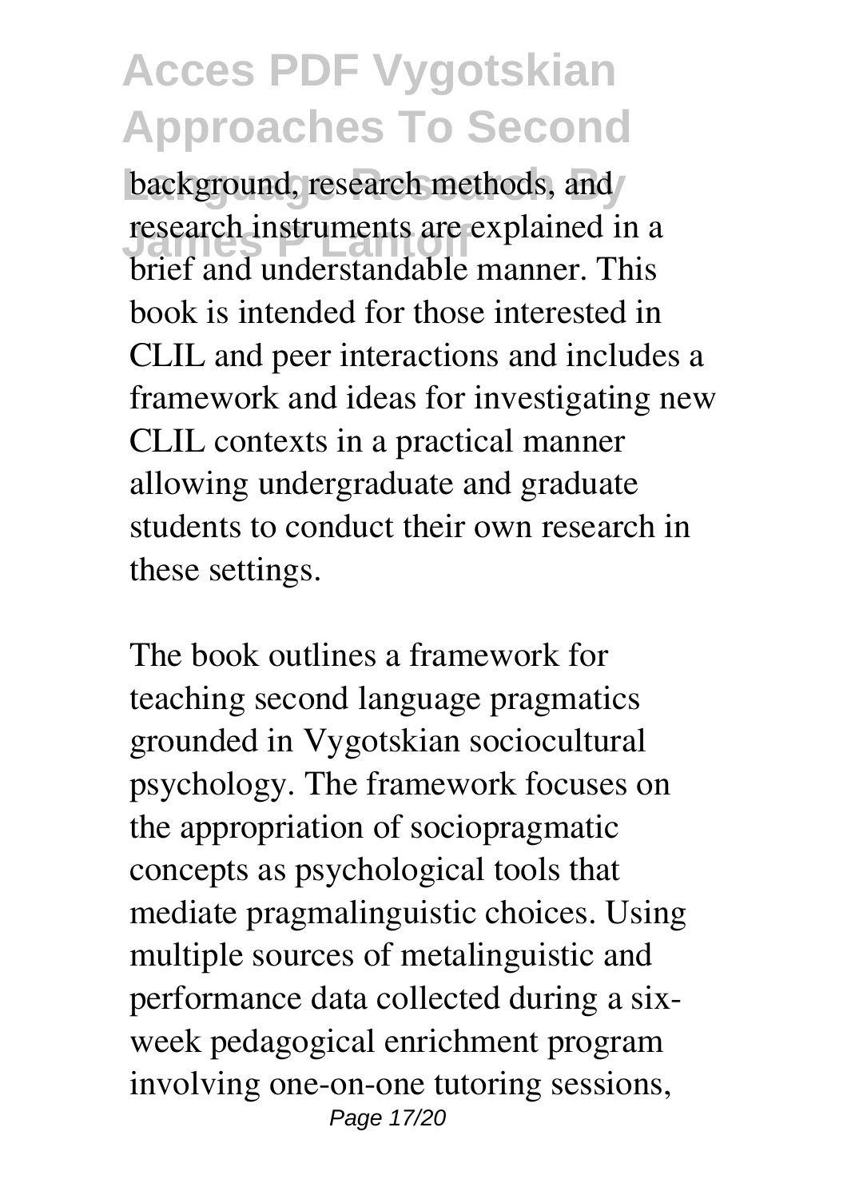background, research methods, and research instruments are explained in a brief and understandable manner. This book is intended for those interested in CLIL and peer interactions and includes a framework and ideas for investigating new CLIL contexts in a practical manner allowing undergraduate and graduate students to conduct their own research in these settings.

The book outlines a framework for teaching second language pragmatics grounded in Vygotskian sociocultural psychology. The framework focuses on the appropriation of sociopragmatic concepts as psychological tools that mediate pragmalinguistic choices. Using multiple sources of metalinguistic and performance data collected during a six-week pedagogical enrichment program involving one-on-one tutoring sessions,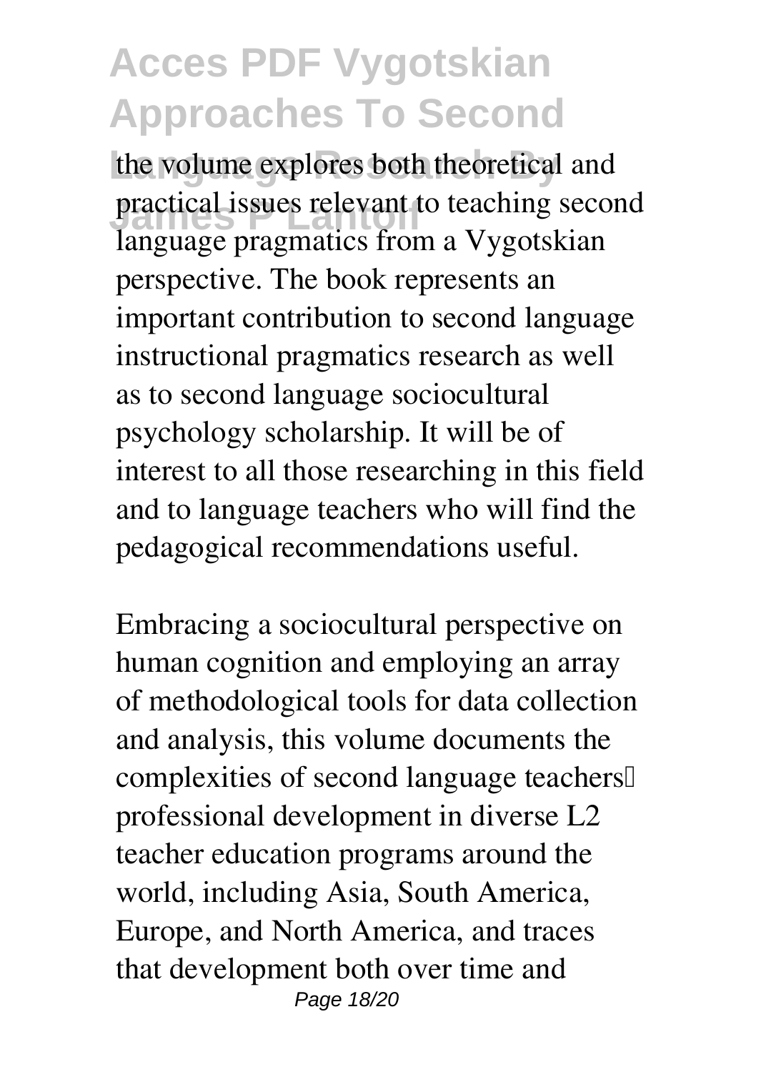the volume explores both theoretical and practical issues relevant to teaching second language pragmatics from a Vygotskian perspective. The book represents an important contribution to second language instructional pragmatics research as well as to second language sociocultural psychology scholarship. It will be of interest to all those researching in this field and to language teachers who will find the pedagogical recommendations useful.

Embracing a sociocultural perspective on human cognition and employing an array of methodological tools for data collection and analysis, this volume documents the complexities of second language teachers' professional development in diverse L2 teacher education programs around the world, including Asia, South America, Europe, and North America, and traces that development both over time and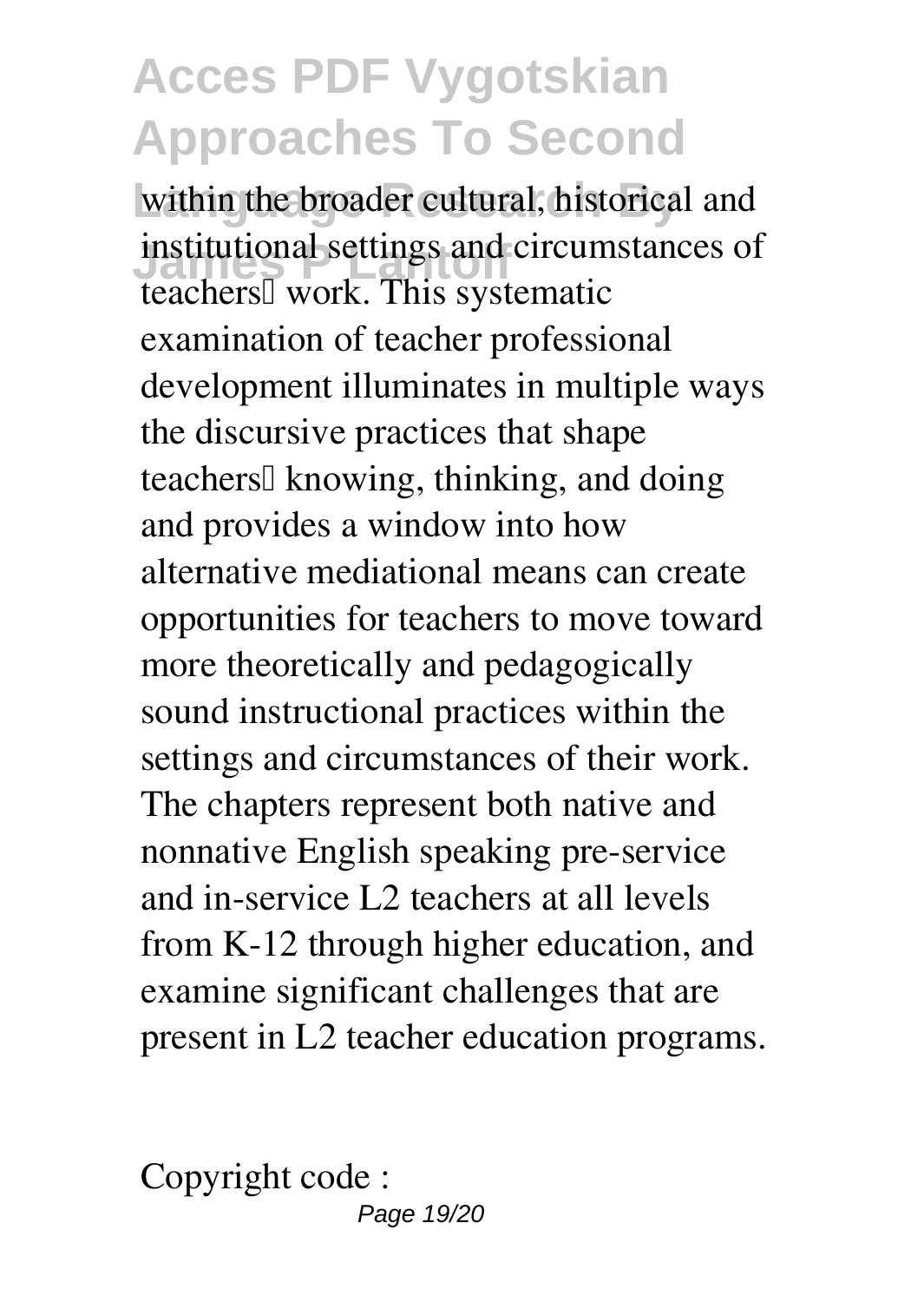within the broader cultural, historical and institutional settings and circumstances of teachers' work. This systematic examination of teacher professional development illuminates in multiple ways the discursive practices that shape teachers' knowing, thinking, and doing and provides a window into how alternative mediational means can create opportunities for teachers to move toward more theoretically and pedagogically sound instructional practices within the settings and circumstances of their work. The chapters represent both native and nonnative English speaking pre-service and in-service L2 teachers at all levels from K-12 through higher education, and examine significant challenges that are present in L2 teacher education programs.

Copyright code :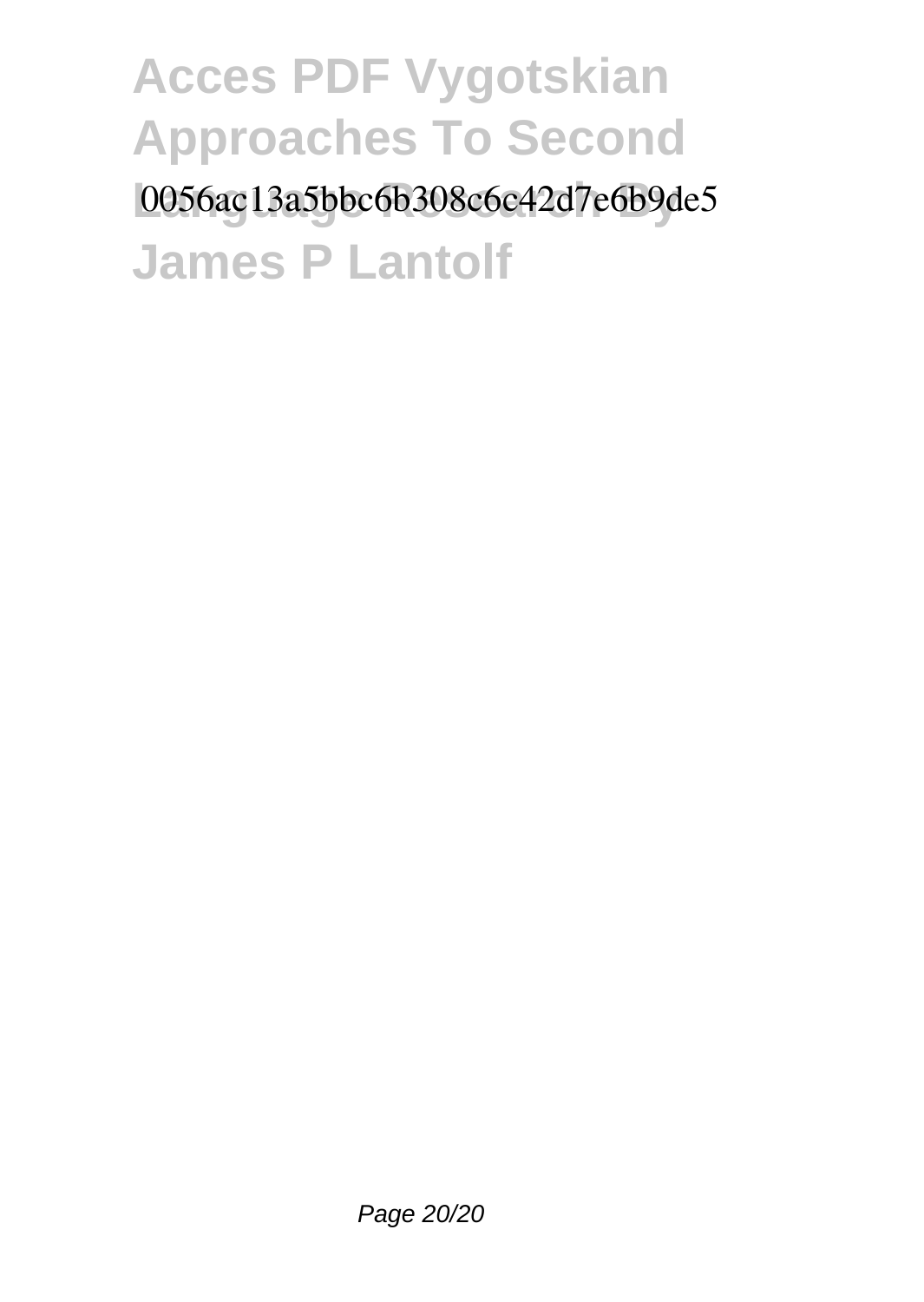0056ac13a5bbc6b308c6c42d7e6b9de5